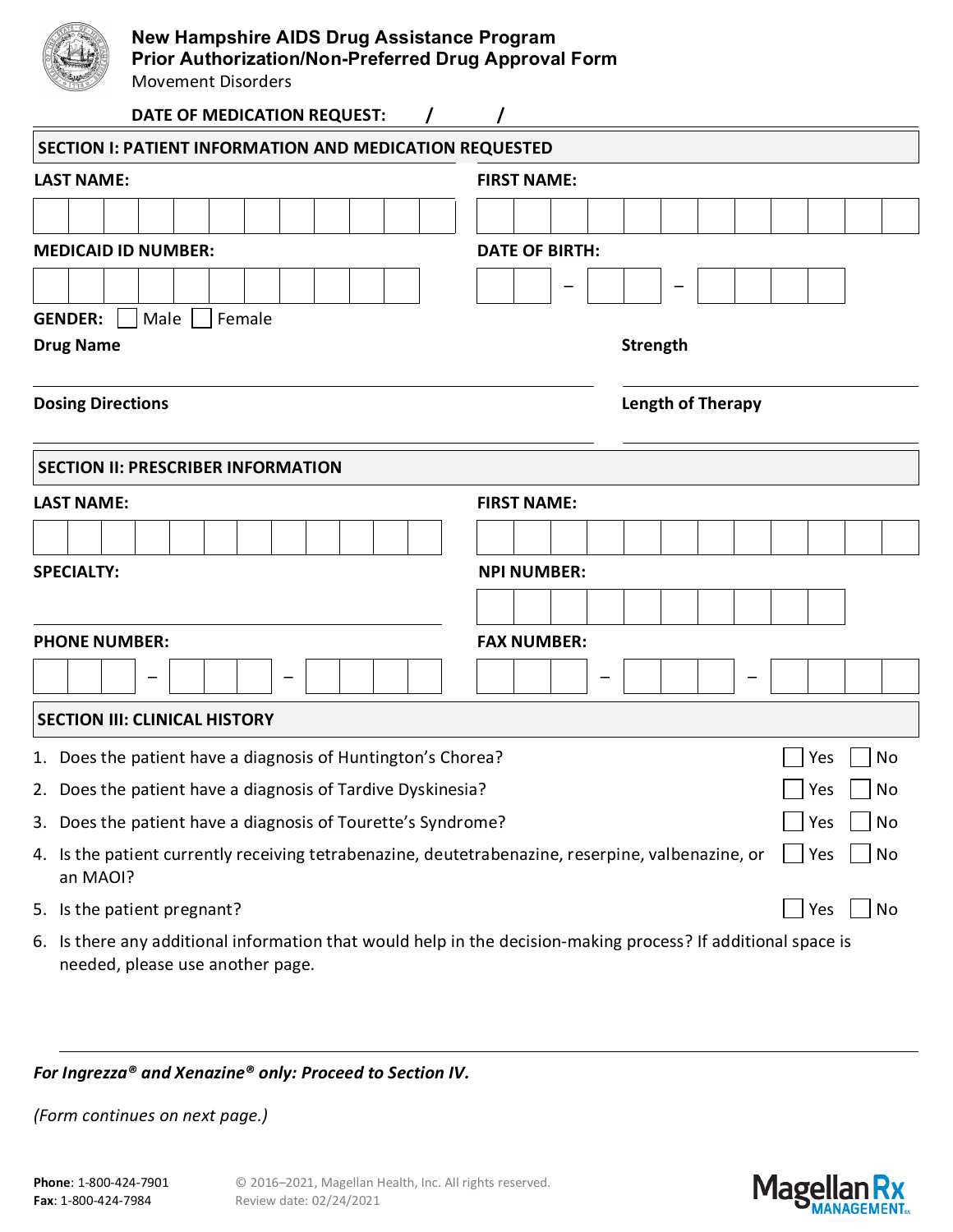# New Hampshire AIDS Drug Assistance Program
## Prior Authorization/Non-Preferred Drug Approval Form
Movement Disorders

**DATE OF MEDICATION REQUEST:** ___ / ___ / ___

## SECTION I: PATIENT INFORMATION AND MEDICATION REQUESTED

**LAST NAME:** ____________________ **FIRST NAME:** ____________________

**MEDICAID ID NUMBER:** ____________________ **DATE OF BIRTH:** ___ – ___ – ___

**GENDER:** ☐ Male ☐ Female

**Drug Name** ____________________ **Strength** ____________________

**Dosing Directions** ____________________ **Length of Therapy** ____________________

## SECTION II: PRESCRIBER INFORMATION

**LAST NAME:** ____________________ **FIRST NAME:** ____________________

**SPECIALTY:** ____________________ **NPI NUMBER:** ____________________

**PHONE NUMBER:** ___ – ___ – ___ **FAX NUMBER:** ___ – ___ – ___

## SECTION III: CLINICAL HISTORY

1. Does the patient have a diagnosis of Huntington's Chorea? ☐ Yes ☐ No
2. Does the patient have a diagnosis of Tardive Dyskinesia? ☐ Yes ☐ No
3. Does the patient have a diagnosis of Tourette's Syndrome? ☐ Yes ☐ No
4. Is the patient currently receiving tetrabenazine, deutetrabenazine, reserpine, valbenazine, or an MAOI? ☐ Yes ☐ No
5. Is the patient pregnant? ☐ Yes ☐ No
6. Is there any additional information that would help in the decision-making process? If additional space is needed, please use another page.

____________________________________________

***For Ingrezza® and Xenazine® only: Proceed to Section IV.***

*(Form continues on next page.)*

**Phone**: 1-800-424-7901
**Fax**: 1-800-424-7984

© 2016–2021, Magellan Health, Inc. All rights reserved.
Review date: 02/24/2021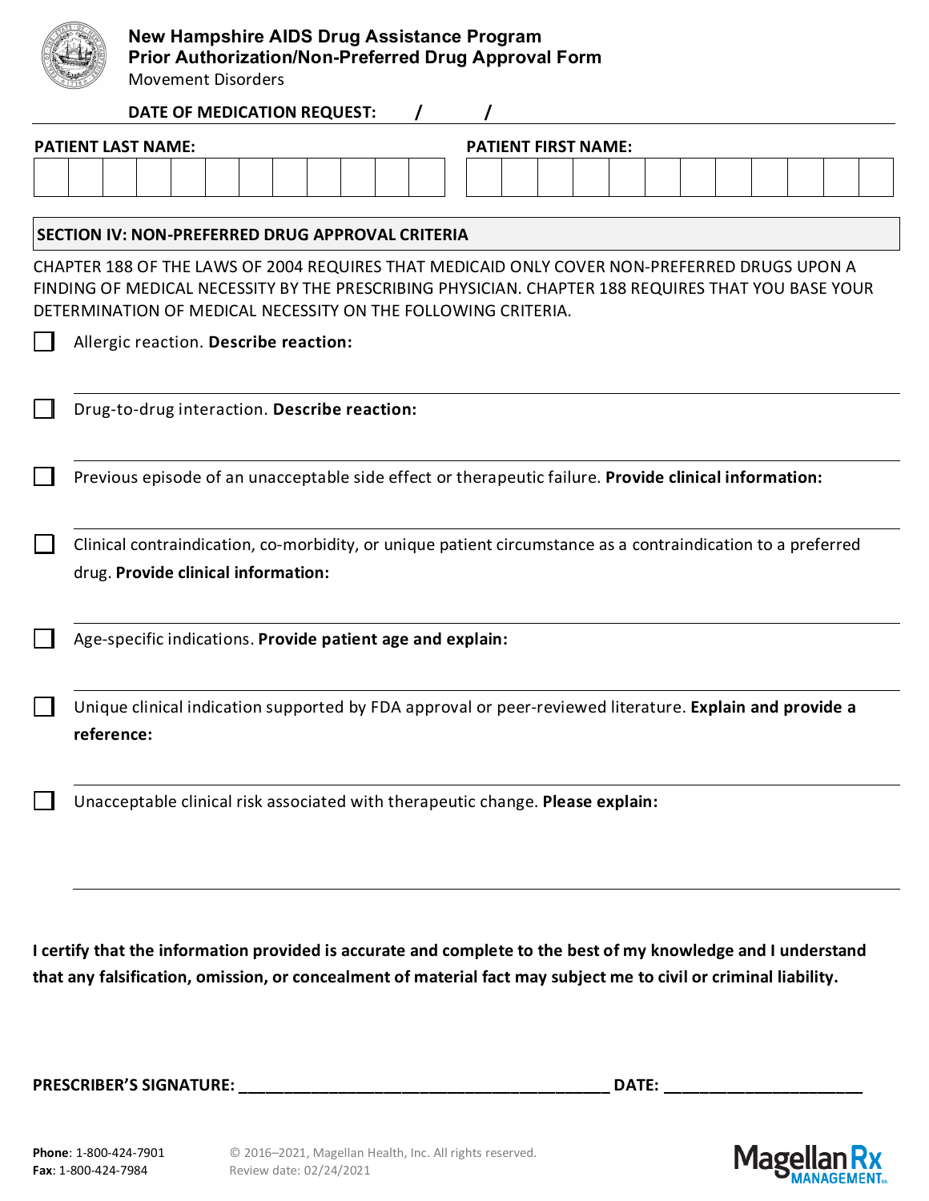**New Hampshire AIDS Drug Assistance Program**
**Prior Authorization/Non-Preferred Drug Approval Form**
Movement Disorders

**DATE OF MEDICATION REQUEST:** / /

**PATIENT LAST NAME:** **PATIENT FIRST NAME:**

## SECTION IV: NON-PREFERRED DRUG APPROVAL CRITERIA

CHAPTER 188 OF THE LAWS OF 2004 REQUIRES THAT MEDICAID ONLY COVER NON-PREFERRED DRUGS UPON A FINDING OF MEDICAL NECESSITY BY THE PRESCRIBING PHYSICIAN. CHAPTER 188 REQUIRES THAT YOU BASE YOUR DETERMINATION OF MEDICAL NECESSITY ON THE FOLLOWING CRITERIA.

- ☐ Allergic reaction. **Describe reaction:**
- ☐ Drug-to-drug interaction. **Describe reaction:**
- ☐ Previous episode of an unacceptable side effect or therapeutic failure. **Provide clinical information:**
- ☐ Clinical contraindication, co-morbidity, or unique patient circumstance as a contraindication to a preferred drug. **Provide clinical information:**
- ☐ Age-specific indications. **Provide patient age and explain:**
- ☐ Unique clinical indication supported by FDA approval or peer-reviewed literature. **Explain and provide a reference:**
- ☐ Unacceptable clinical risk associated with therapeutic change. **Please explain:**

**I certify that the information provided is accurate and complete to the best of my knowledge and I understand that any falsification, omission, or concealment of material fact may subject me to civil or criminal liability.**

**PRESCRIBER'S SIGNATURE:** ________________________________________ **DATE:** ______________________

**Phone**: 1-800-424-7901
**Fax**: 1-800-424-7984

© 2016–2021, Magellan Health, Inc. All rights reserved.
Review date: 02/24/2021

Magellan Rx MANAGEMENT